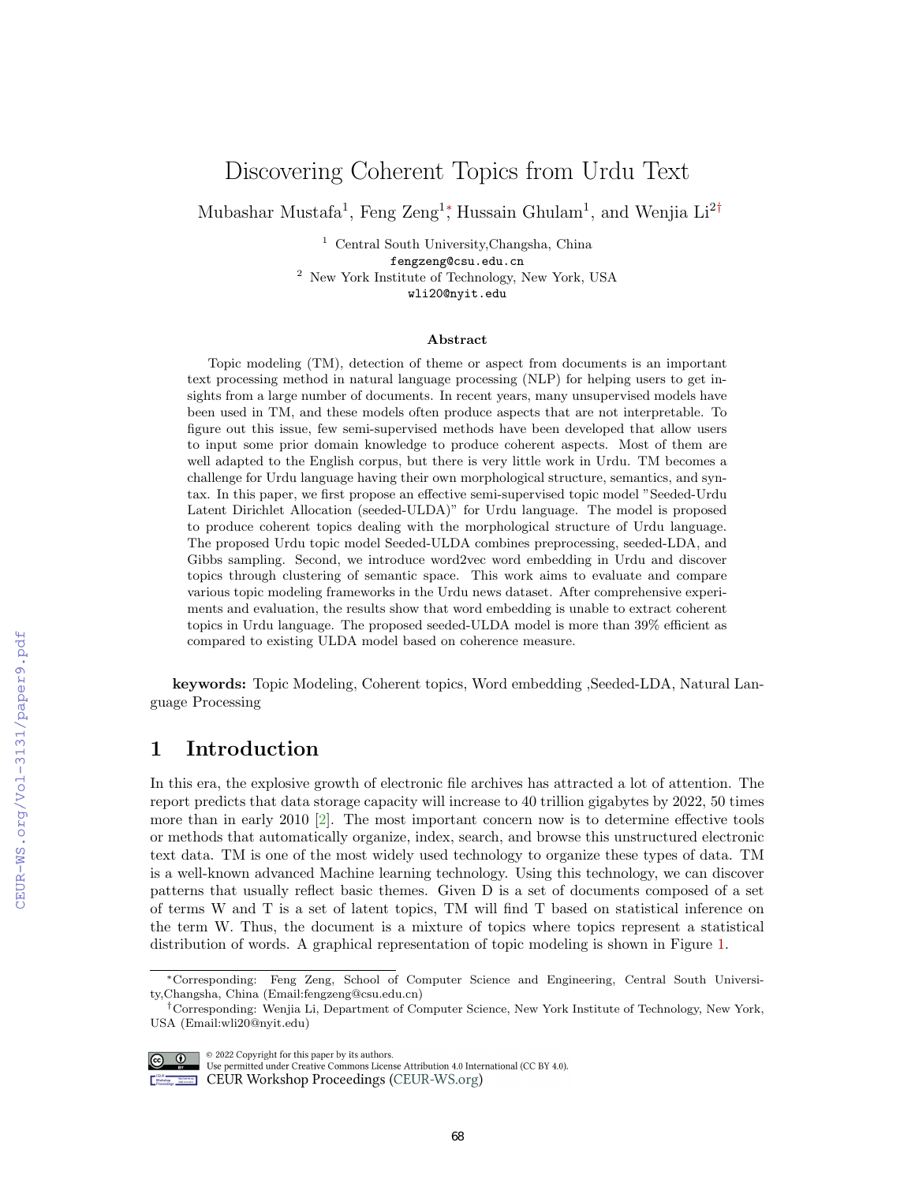# Discovering Coherent Topics from Urdu Text

Mubashar Mustafa[1], Feng Zeng[1]*, Hussain Ghulam[1], and Wenjia Li[2]†

[1] Central South University,Changsha, China
fengzeng@csu.edu.cn
[2] New York Institute of Technology, New York, USA
wli20@nyit.edu

### Abstract

Topic modeling (TM), detection of theme or aspect from documents is an important text processing method in natural language processing (NLP) for helping users to get insights from a large number of documents. In recent years, many unsupervised models have been used in TM, and these models often produce aspects that are not interpretable. To figure out this issue, few semi-supervised methods have been developed that allow users to input some prior domain knowledge to produce coherent aspects. Most of them are well adapted to the English corpus, but there is very little work in Urdu. TM becomes a challenge for Urdu language having their own morphological structure, semantics, and syntax. In this paper, we first propose an effective semi-supervised topic model "Seeded-Urdu Latent Dirichlet Allocation (seeded-ULDA)" for Urdu language. The model is proposed to produce coherent topics dealing with the morphological structure of Urdu language. The proposed Urdu topic model Seeded-ULDA combines preprocessing, seeded-LDA, and Gibbs sampling. Second, we introduce word2vec word embedding in Urdu and discover topics through clustering of semantic space. This work aims to evaluate and compare various topic modeling frameworks in the Urdu news dataset. After comprehensive experiments and evaluation, the results show that word embedding is unable to extract coherent topics in Urdu language. The proposed seeded-ULDA model is more than 39% efficient as compared to existing ULDA model based on coherence measure.

**keywords:** Topic Modeling, Coherent topics, Word embedding ,Seeded-LDA, Natural Language Processing

## 1 Introduction

In this era, the explosive growth of electronic file archives has attracted a lot of attention. The report predicts that data storage capacity will increase to 40 trillion gigabytes by 2022, 50 times more than in early 2010 [2]. The most important concern now is to determine effective tools or methods that automatically organize, index, search, and browse this unstructured electronic text data. TM is one of the most widely used technology to organize these types of data. TM is a well-known advanced Machine learning technology. Using this technology, we can discover patterns that usually reflect basic themes. Given D is a set of documents composed of a set of terms W and T is a set of latent topics, TM will find T based on statistical inference on the term W. Thus, the document is a mixture of topics where topics represent a statistical distribution of words. A graphical representation of topic modeling is shown in Figure 1.

*Corresponding: Feng Zeng, School of Computer Science and Engineering, Central South University,Changsha, China (Email:fengzeng@csu.edu.cn)

†Corresponding: Wenjia Li, Department of Computer Science, New York Institute of Technology, New York, USA (Email:wli20@nyit.edu)

© 2022 Copyright for this paper by its authors. Use permitted under Creative Commons License Attribution 4.0 International (CC BY 4.0).
CEUR Workshop Proceedings (CEUR-WS.org)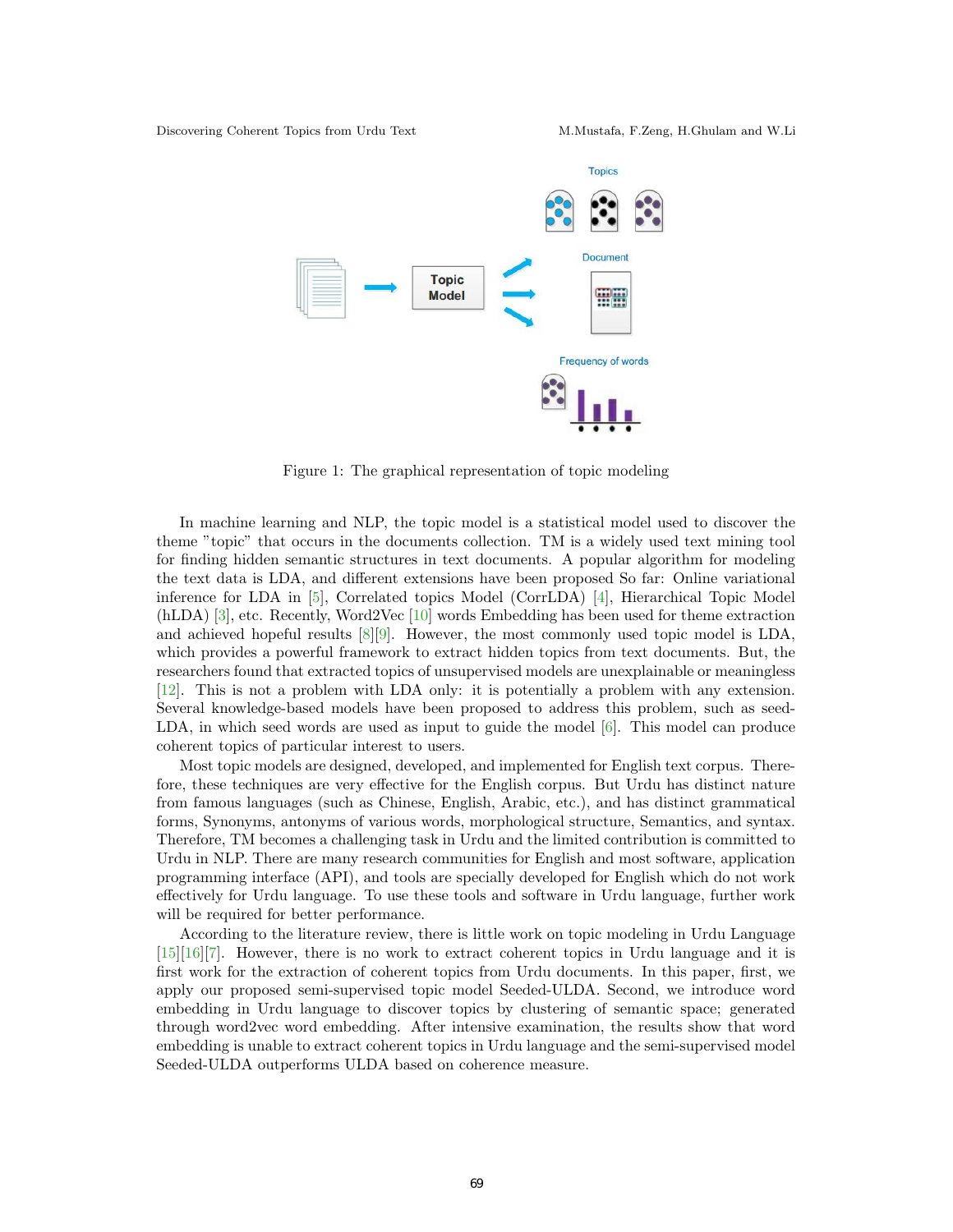Figure 1: The graphical representation of topic modeling

In machine learning and NLP, the topic model is a statistical model used to discover the theme "topic" that occurs in the documents collection. TM is a widely used text mining tool for finding hidden semantic structures in text documents. A popular algorithm for modeling the text data is LDA, and different extensions have been proposed So far: Online variational inference for LDA in [5], Correlated topics Model (CorrLDA) [4], Hierarchical Topic Model (hLDA) [3], etc. Recently, Word2Vec [10] words Embedding has been used for theme extraction and achieved hopeful results [8][9]. However, the most commonly used topic model is LDA, which provides a powerful framework to extract hidden topics from text documents. But, the researchers found that extracted topics of unsupervised models are unexplainable or meaningless [12]. This is not a problem with LDA only: it is potentially a problem with any extension. Several knowledge-based models have been proposed to address this problem, such as seed-LDA, in which seed words are used as input to guide the model [6]. This model can produce coherent topics of particular interest to users.

Most topic models are designed, developed, and implemented for English text corpus. Therefore, these techniques are very effective for the English corpus. But Urdu has distinct nature from famous languages (such as Chinese, English, Arabic, etc.), and has distinct grammatical forms, Synonyms, antonyms of various words, morphological structure, Semantics, and syntax. Therefore, TM becomes a challenging task in Urdu and the limited contribution is committed to Urdu in NLP. There are many research communities for English and most software, application programming interface (API), and tools are specially developed for English which do not work effectively for Urdu language. To use these tools and software in Urdu language, further work will be required for better performance.

According to the literature review, there is little work on topic modeling in Urdu Language [15][16][7]. However, there is no work to extract coherent topics in Urdu language and it is first work for the extraction of coherent topics from Urdu documents. In this paper, first, we apply our proposed semi-supervised topic model Seeded-ULDA. Second, we introduce word embedding in Urdu language to discover topics by clustering of semantic space; generated through word2vec word embedding. After intensive examination, the results show that word embedding is unable to extract coherent topics in Urdu language and the semi-supervised model Seeded-ULDA outperforms ULDA based on coherence measure.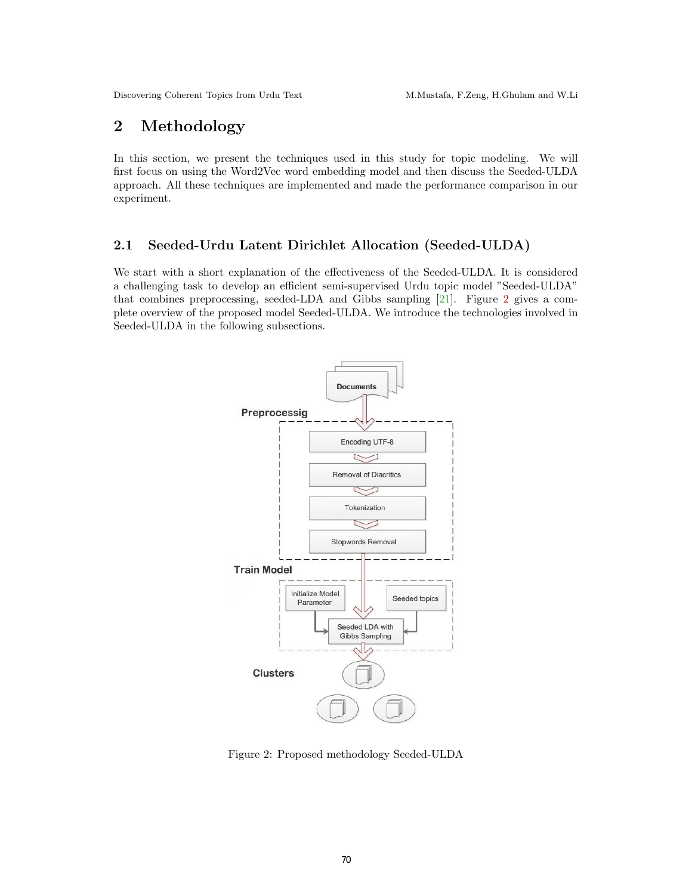# 2 Methodology

In this section, we present the techniques used in this study for topic modeling. We will first focus on using the Word2Vec word embedding model and then discuss the Seeded-ULDA approach. All these techniques are implemented and made the performance comparison in our experiment.

## 2.1 Seeded-Urdu Latent Dirichlet Allocation (Seeded-ULDA)

We start with a short explanation of the effectiveness of the Seeded-ULDA. It is considered a challenging task to develop an efficient semi-supervised Urdu topic model "Seeded-ULDA" that combines preprocessing, seeded-LDA and Gibbs sampling [21]. Figure 2 gives a complete overview of the proposed model Seeded-ULDA. We introduce the technologies involved in Seeded-ULDA in the following subsections.

Figure 2: Proposed methodology Seeded-ULDA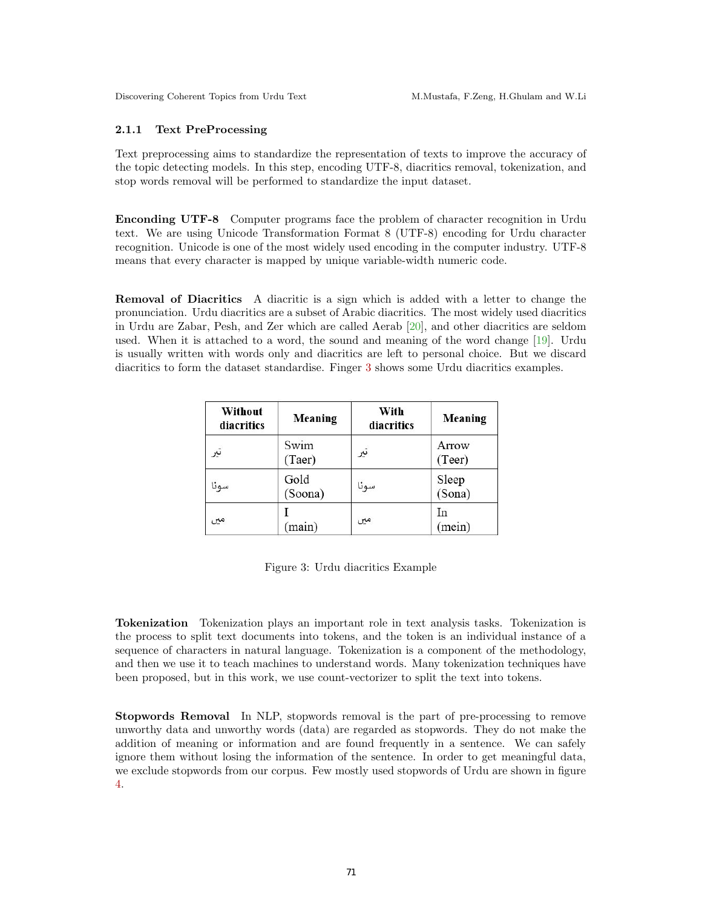#### 2.1.1 Text PreProcessing

Text preprocessing aims to standardize the representation of texts to improve the accuracy of the topic detecting models. In this step, encoding UTF-8, diacritics removal, tokenization, and stop words removal will be performed to standardize the input dataset.

**Enconding UTF-8** Computer programs face the problem of character recognition in Urdu text. We are using Unicode Transformation Format 8 (UTF-8) encoding for Urdu character recognition. Unicode is one of the most widely used encoding in the computer industry. UTF-8 means that every character is mapped by unique variable-width numeric code.

**Removal of Diacritics** A diacritic is a sign which is added with a letter to change the pronunciation. Urdu diacritics are a subset of Arabic diacritics. The most widely used diacritics in Urdu are Zabar, Pesh, and Zer which are called Aerab [20], and other diacritics are seldom used. When it is attached to a word, the sound and meaning of the word change [19]. Urdu is usually written with words only and diacritics are left to personal choice. But we discard diacritics to form the dataset standardise. Finger 3 shows some Urdu diacritics examples.

| Without diacritics | Meaning | With diacritics | Meaning |
|---|---|---|---|
| تیر | Swim (Taer) | تِیر | Arrow (Teer) |
| سونا | Gold (Soona) | سوُنا | Sleep (Sona) |
| میں | I (main) | مِیں | In (mein) |

Figure 3: Urdu diacritics Example

**Tokenization** Tokenization plays an important role in text analysis tasks. Tokenization is the process to split text documents into tokens, and the token is an individual instance of a sequence of characters in natural language. Tokenization is a component of the methodology, and then we use it to teach machines to understand words. Many tokenization techniques have been proposed, but in this work, we use count-vectorizer to split the text into tokens.

**Stopwords Removal** In NLP, stopwords removal is the part of pre-processing to remove unworthy data and unworthy words (data) are regarded as stopwords. They do not make the addition of meaning or information and are found frequently in a sentence. We can safely ignore them without losing the information of the sentence. In order to get meaningful data, we exclude stopwords from our corpus. Few mostly used stopwords of Urdu are shown in figure 4.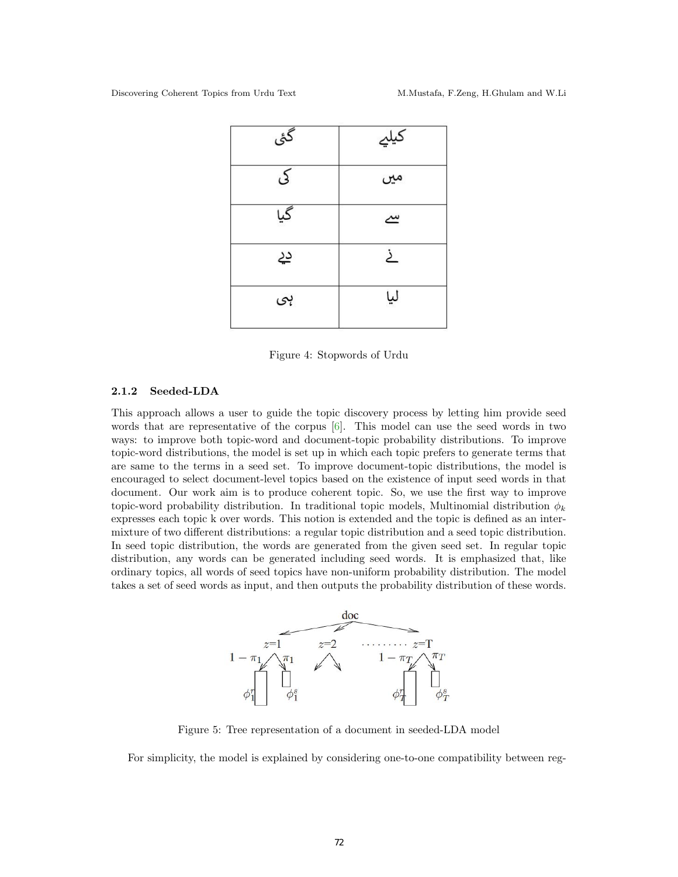| گئی | کیلیے |
|---|---|
| کی | میں |
| گیا | سے |
| دیے | نے |
| ہی | لیا |

Figure 4: Stopwords of Urdu

#### 2.1.2 Seeded-LDA

This approach allows a user to guide the topic discovery process by letting him provide seed words that are representative of the corpus [6]. This model can use the seed words in two ways: to improve both topic-word and document-topic probability distributions. To improve topic-word distributions, the model is set up in which each topic prefers to generate terms that are same to the terms in a seed set. To improve document-topic distributions, the model is encouraged to select document-level topics based on the existence of input seed words in that document. Our work aim is to produce coherent topic. So, we use the first way to improve topic-word probability distribution. In traditional topic models, Multinomial distribution $\phi_k$ expresses each topic k over words. This notion is extended and the topic is defined as an intermixture of two different distributions: a regular topic distribution and a seed topic distribution. In seed topic distribution, the words are generated from the given seed set. In regular topic distribution, any words can be generated including seed words. It is emphasized that, like ordinary topics, all words of seed topics have non-uniform probability distribution. The model takes a set of seed words as input, and then outputs the probability distribution of these words.

Figure 5: Tree representation of a document in seeded-LDA model

For simplicity, the model is explained by considering one-to-one compatibility between reg-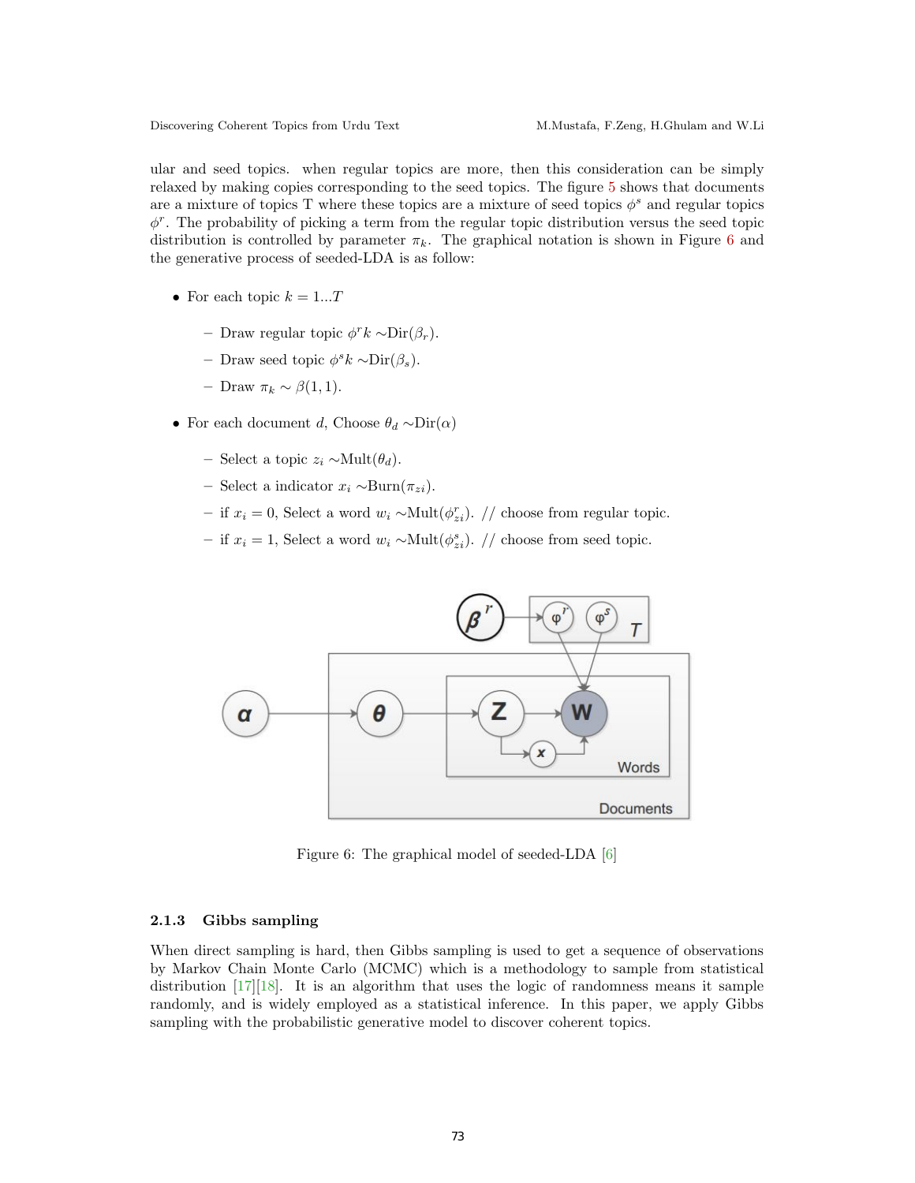ular and seed topics. when regular topics are more, then this consideration can be simply relaxed by making copies corresponding to the seed topics. The figure 5 shows that documents are a mixture of topics T where these topics are a mixture of seed topics $\phi^s$ and regular topics $\phi^r$. The probability of picking a term from the regular topic distribution versus the seed topic distribution is controlled by parameter $\pi_k$. The graphical notation is shown in Figure 6 and the generative process of seeded-LDA is as follow:

- For each topic $k = 1...T$
  - Draw regular topic $\phi^r k \sim \text{Dir}(\beta_r)$.
  - Draw seed topic $\phi^s k \sim \text{Dir}(\beta_s)$.
  - Draw $\pi_k \sim \beta(1, 1)$.
- For each document $d$, Choose $\theta_d \sim \text{Dir}(\alpha)$
  - Select a topic $z_i \sim \text{Mult}(\theta_d)$.
  - Select a indicator $x_i \sim \text{Burn}(\pi_{zi})$.
  - if $x_i = 0$, Select a word $w_i \sim \text{Mult}(\phi^r_{zi})$. // choose from regular topic.
  - if $x_i = 1$, Select a word $w_i \sim \text{Mult}(\phi^s_{zi})$. // choose from seed topic.

Figure 6: The graphical model of seeded-LDA [6]

### 2.1.3 Gibbs sampling

When direct sampling is hard, then Gibbs sampling is used to get a sequence of observations by Markov Chain Monte Carlo (MCMC) which is a methodology to sample from statistical distribution [17][18]. It is an algorithm that uses the logic of randomness means it sample randomly, and is widely employed as a statistical inference. In this paper, we apply Gibbs sampling with the probabilistic generative model to discover coherent topics.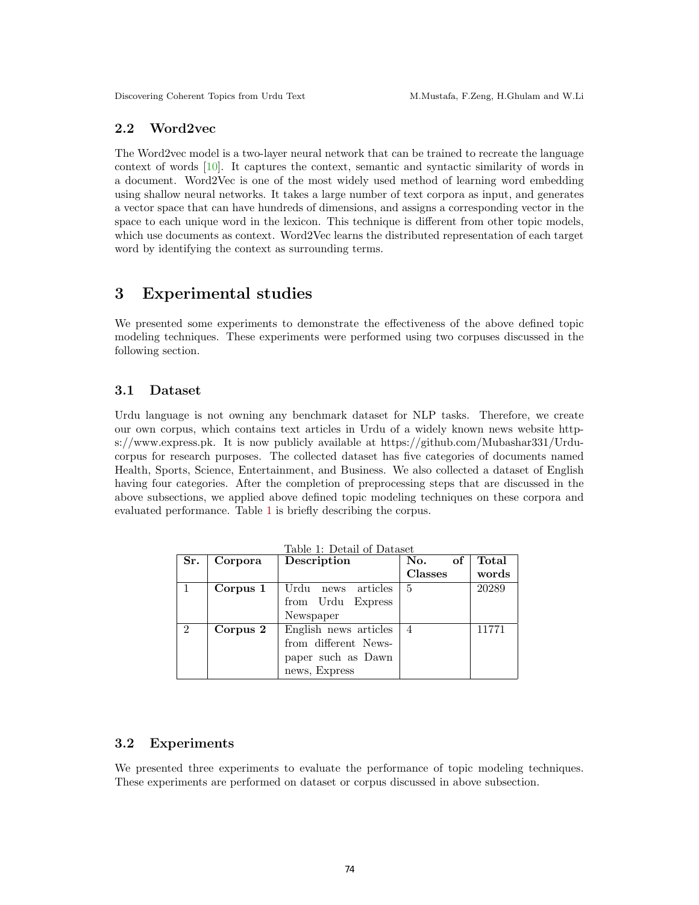## 2.2 Word2vec

The Word2vec model is a two-layer neural network that can be trained to recreate the language context of words [10]. It captures the context, semantic and syntactic similarity of words in a document. Word2Vec is one of the most widely used method of learning word embedding using shallow neural networks. It takes a large number of text corpora as input, and generates a vector space that can have hundreds of dimensions, and assigns a corresponding vector in the space to each unique word in the lexicon. This technique is different from other topic models, which use documents as context. Word2Vec learns the distributed representation of each target word by identifying the context as surrounding terms.

# 3 Experimental studies

We presented some experiments to demonstrate the effectiveness of the above defined topic modeling techniques. These experiments were performed using two corpuses discussed in the following section.

## 3.1 Dataset

Urdu language is not owning any benchmark dataset for NLP tasks. Therefore, we create our own corpus, which contains text articles in Urdu of a widely known news website https://www.express.pk. It is now publicly available at https://github.com/Mubashar331/Urdu-corpus for research purposes. The collected dataset has five categories of documents named Health, Sports, Science, Entertainment, and Business. We also collected a dataset of English having four categories. After the completion of preprocessing steps that are discussed in the above subsections, we applied above defined topic modeling techniques on these corpora and evaluated performance. Table 1 is briefly describing the corpus.

Table 1: Detail of Dataset

| Sr. | Corpora | Description | No. of Classes | Total words |
|---|---|---|---|---|
| 1 | **Corpus 1** | Urdu news articles from Urdu Express Newspaper | 5 | 20289 |
| 2 | **Corpus 2** | English news articles from different Newspaper such as Dawn news, Express | 4 | 11771 |

## 3.2 Experiments

We presented three experiments to evaluate the performance of topic modeling techniques. These experiments are performed on dataset or corpus discussed in above subsection.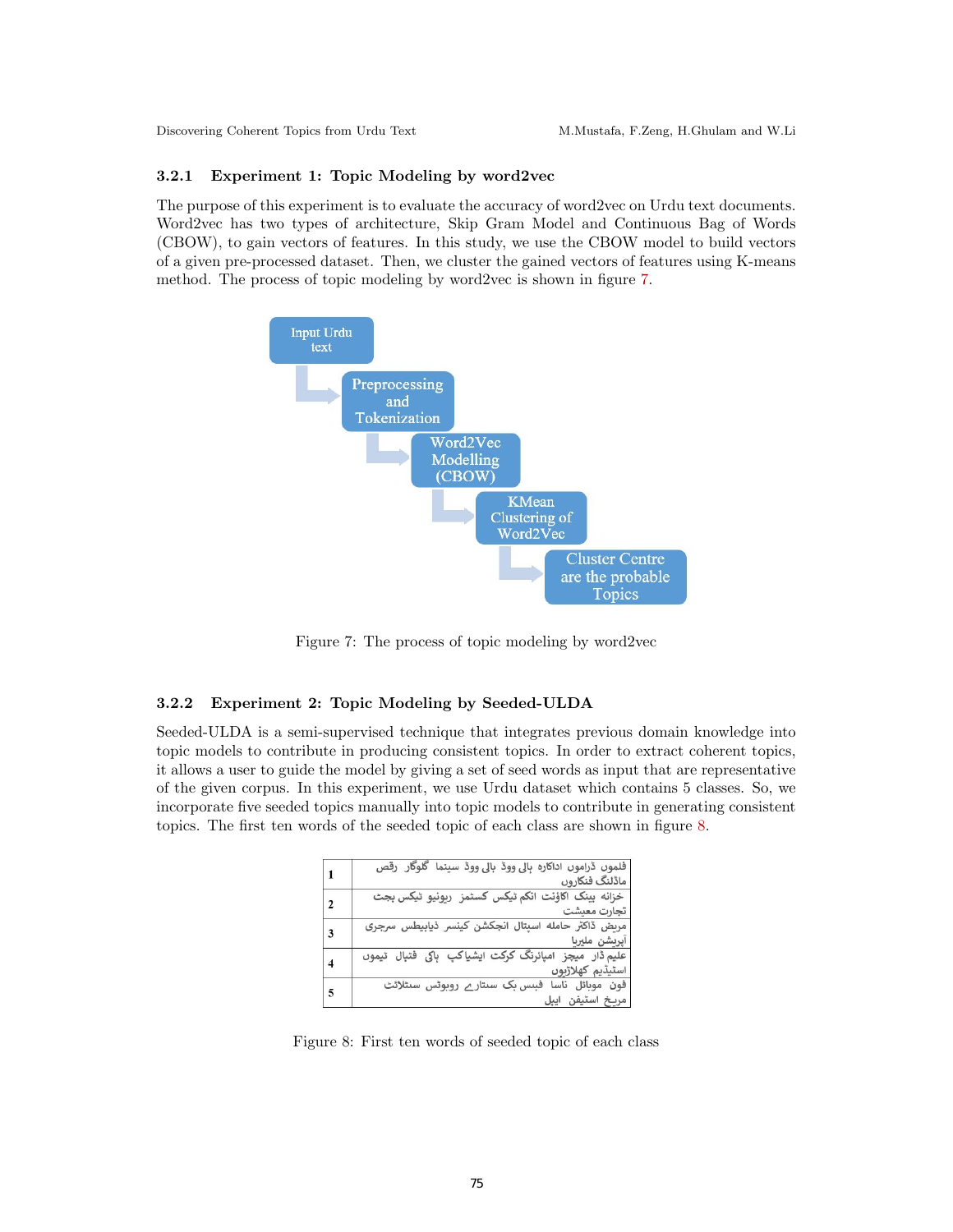### 3.2.1 Experiment 1: Topic Modeling by word2vec

The purpose of this experiment is to evaluate the accuracy of word2vec on Urdu text documents. Word2vec has two types of architecture, Skip Gram Model and Continuous Bag of Words (CBOW), to gain vectors of features. In this study, we use the CBOW model to build vectors of a given pre-processed dataset. Then, we cluster the gained vectors of features using K-means method. The process of topic modeling by word2vec is shown in figure 7.

Input Urdu text → Preprocessing and Tokenization → Word2Vec Modelling (CBOW) → KMean Clustering of Word2Vec → Cluster Centre are the probable Topics

Figure 7: The process of topic modeling by word2vec

### 3.2.2 Experiment 2: Topic Modeling by Seeded-ULDA

Seeded-ULDA is a semi-supervised technique that integrates previous domain knowledge into topic models to contribute in producing consistent topics. In order to extract coherent topics, it allows a user to guide the model by giving a set of seed words as input that are representative of the given corpus. In this experiment, we use Urdu dataset which contains 5 classes. So, we incorporate five seeded topics manually into topic models to contribute in generating consistent topics. The first ten words of the seeded topic of each class are shown in figure 8.

| | |
|---|---|
| 1 | فلموں ڈراموں اداکارہ بالی ووڈ بالی ووڈ سینما گلوکار رقص ماڈلنگ فنکاروں |
| 2 | خزانہ بینک اکاؤنٹ انکم ٹیکس کسٹمز ریونیو ٹیکس بجٹ تجارت معیشت |
| 3 | مریض ڈاکٹر حاملہ اسپتال انجکشن کینسر ذیابیطس سرجری آپریشن ملیریا |
| 4 | علیم ڈار میچز امپائرنگ کرکٹ ایشیاکپ ہاکی فٹبال ٹیموں اسٹیڈیم کھلاڑیوں |
| 5 | فون موبائل ناسا فیس بک ستارے روبوٹس سٹلائٹ مریخ استیفن ایپل |

Figure 8: First ten words of seeded topic of each class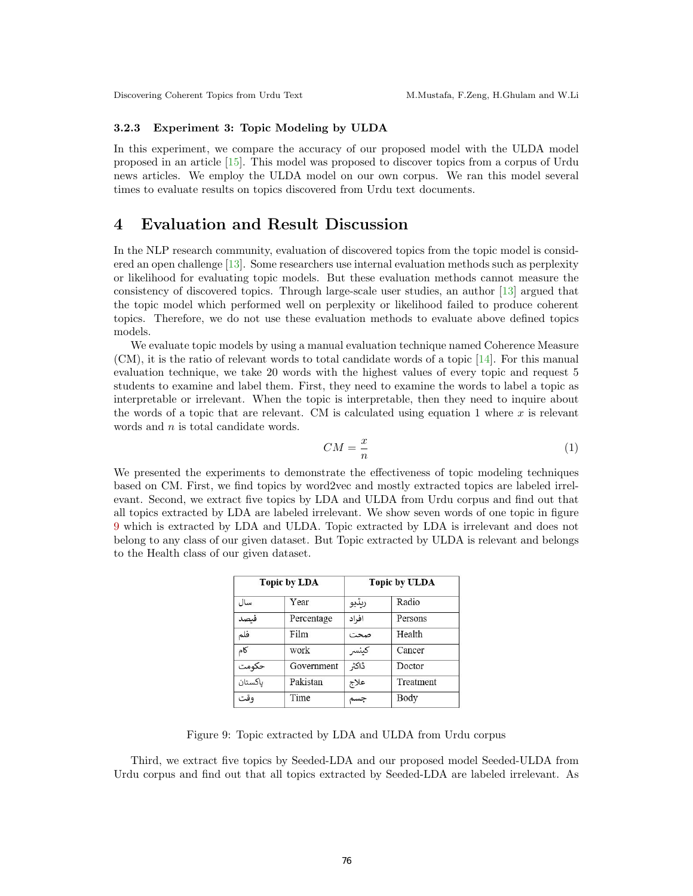#### 3.2.3 Experiment 3: Topic Modeling by ULDA

In this experiment, we compare the accuracy of our proposed model with the ULDA model proposed in an article [15]. This model was proposed to discover topics from a corpus of Urdu news articles. We employ the ULDA model on our own corpus. We ran this model several times to evaluate results on topics discovered from Urdu text documents.

## 4 Evaluation and Result Discussion

In the NLP research community, evaluation of discovered topics from the topic model is considered an open challenge [13]. Some researchers use internal evaluation methods such as perplexity or likelihood for evaluating topic models. But these evaluation methods cannot measure the consistency of discovered topics. Through large-scale user studies, an author [13] argued that the topic model which performed well on perplexity or likelihood failed to produce coherent topics. Therefore, we do not use these evaluation methods to evaluate above defined topics models.

We evaluate topic models by using a manual evaluation technique named Coherence Measure (CM), it is the ratio of relevant words to total candidate words of a topic [14]. For this manual evaluation technique, we take 20 words with the highest values of every topic and request 5 students to examine and label them. First, they need to examine the words to label a topic as interpretable or irrelevant. When the topic is interpretable, then they need to inquire about the words of a topic that are relevant. CM is calculated using equation 1 where $x$ is relevant words and $n$ is total candidate words.

$$CM = \frac{x}{n} \tag{1}$$

We presented the experiments to demonstrate the effectiveness of topic modeling techniques based on CM. First, we find topics by word2vec and mostly extracted topics are labeled irrelevant. Second, we extract five topics by LDA and ULDA from Urdu corpus and find out that all topics extracted by LDA are labeled irrelevant. We show seven words of one topic in figure 9 which is extracted by LDA and ULDA. Topic extracted by LDA is irrelevant and does not belong to any class of our given dataset. But Topic extracted by ULDA is relevant and belongs to the Health class of our given dataset.

| Topic by LDA | | Topic by ULDA | |
|---|---|---|---|
| سال | Year | ریڈیو | Radio |
| فیصد | Percentage | افراد | Persons |
| فلم | Film | صحت | Health |
| کام | work | کینسر | Cancer |
| حکومت | Government | ڈاکٹر | Doctor |
| پاکستان | Pakistan | علاج | Treatment |
| وقت | Time | جسم | Body |

Figure 9: Topic extracted by LDA and ULDA from Urdu corpus

Third, we extract five topics by Seeded-LDA and our proposed model Seeded-ULDA from Urdu corpus and find out that all topics extracted by Seeded-LDA are labeled irrelevant. As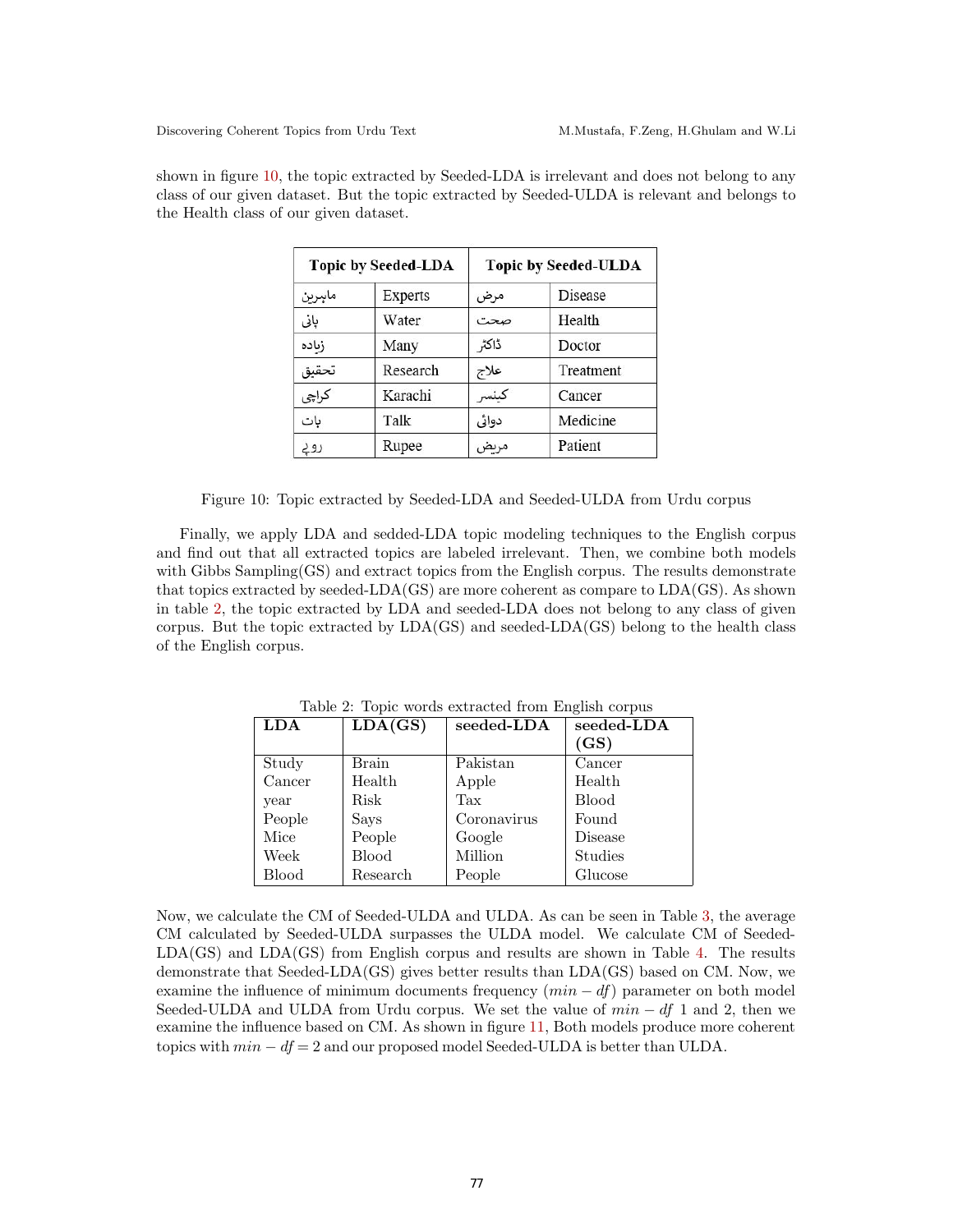shown in figure 10, the topic extracted by Seeded-LDA is irrelevant and does not belong to any class of our given dataset. But the topic extracted by Seeded-ULDA is relevant and belongs to the Health class of our given dataset.

| Topic by Seeded-LDA | | Topic by Seeded-ULDA | |
|---|---|---|---|
| ماہرین | Experts | مرض | Disease |
| پانی | Water | صحت | Health |
| زیادہ | Many | ڈاکٹر | Doctor |
| تحقیق | Research | علاج | Treatment |
| کراچی | Karachi | کینسر | Cancer |
| بات | Talk | دوائی | Medicine |
| روپے | Rupee | مریض | Patient |

Figure 10: Topic extracted by Seeded-LDA and Seeded-ULDA from Urdu corpus

Finally, we apply LDA and sedded-LDA topic modeling techniques to the English corpus and find out that all extracted topics are labeled irrelevant. Then, we combine both models with Gibbs Sampling(GS) and extract topics from the English corpus. The results demonstrate that topics extracted by seeded-LDA(GS) are more coherent as compare to LDA(GS). As shown in table 2, the topic extracted by LDA and seeded-LDA does not belong to any class of given corpus. But the topic extracted by LDA(GS) and seeded-LDA(GS) belong to the health class of the English corpus.

Table 2: Topic words extracted from English corpus

| LDA | LDA(GS) | seeded-LDA | seeded-LDA (GS) |
|---|---|---|---|
| Study | Brain | Pakistan | Cancer |
| Cancer | Health | Apple | Health |
| year | Risk | Tax | Blood |
| People | Says | Coronavirus | Found |
| Mice | People | Google | Disease |
| Week | Blood | Million | Studies |
| Blood | Research | People | Glucose |

Now, we calculate the CM of Seeded-ULDA and ULDA. As can be seen in Table 3, the average CM calculated by Seeded-ULDA surpasses the ULDA model. We calculate CM of Seeded-LDA(GS) and LDA(GS) from English corpus and results are shown in Table 4. The results demonstrate that Seeded-LDA(GS) gives better results than LDA(GS) based on CM. Now, we examine the influence of minimum documents frequency ($min - df$) parameter on both model Seeded-ULDA and ULDA from Urdu corpus. We set the value of $min - df$ 1 and 2, then we examine the influence based on CM. As shown in figure 11, Both models produce more coherent topics with $min - df = 2$ and our proposed model Seeded-ULDA is better than ULDA.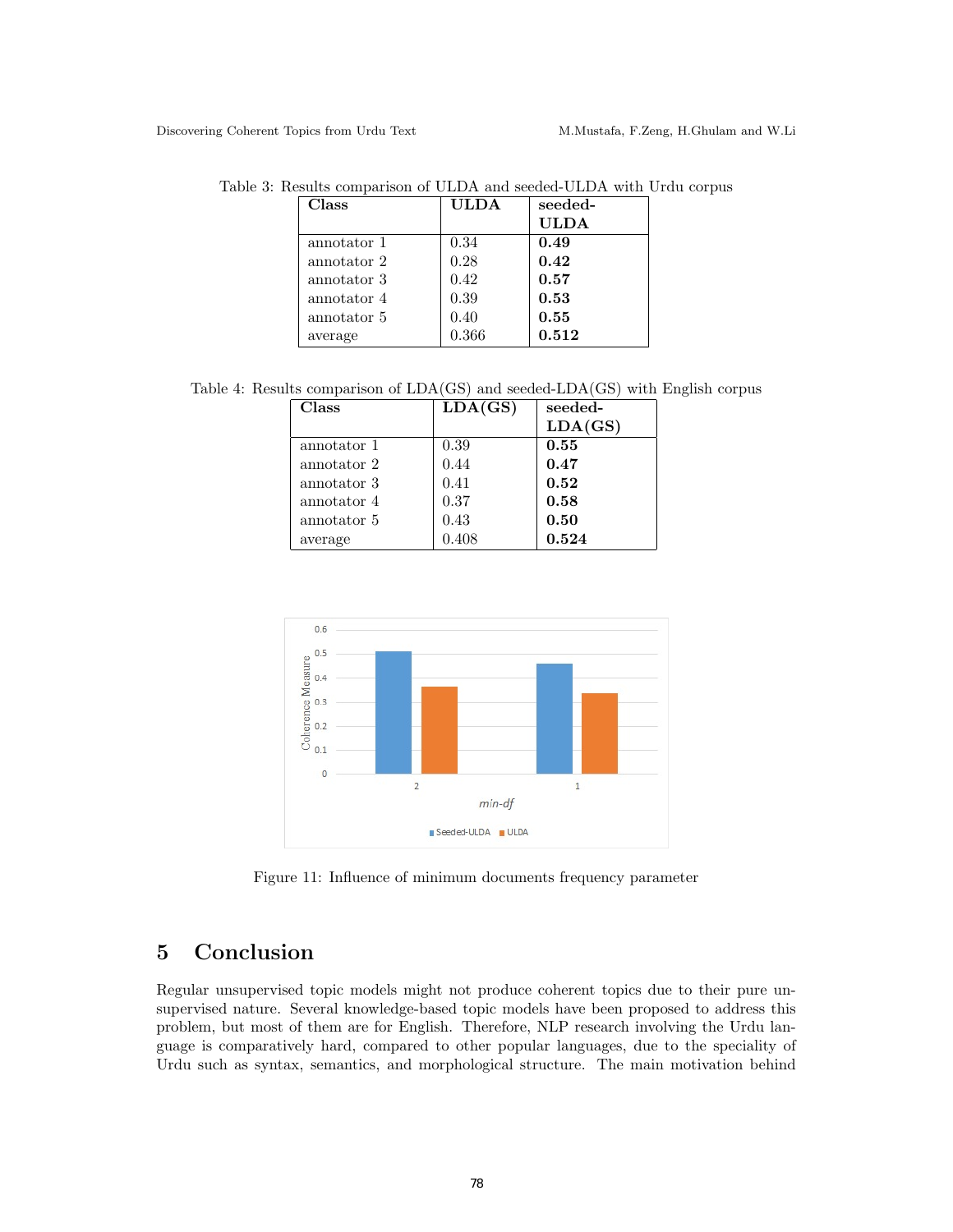Table 3: Results comparison of ULDA and seeded-ULDA with Urdu corpus

| Class | ULDA | seeded-ULDA |
|---|---|---|
| annotator 1 | 0.34 | **0.49** |
| annotator 2 | 0.28 | **0.42** |
| annotator 3 | 0.42 | **0.57** |
| annotator 4 | 0.39 | **0.53** |
| annotator 5 | 0.40 | **0.55** |
| average | 0.366 | **0.512** |

Table 4: Results comparison of LDA(GS) and seeded-LDA(GS) with English corpus

| Class | LDA(GS) | seeded-LDA(GS) |
|---|---|---|
| annotator 1 | 0.39 | **0.55** |
| annotator 2 | 0.44 | **0.47** |
| annotator 3 | 0.41 | **0.52** |
| annotator 4 | 0.37 | **0.58** |
| annotator 5 | 0.43 | **0.50** |
| average | 0.408 | **0.524** |

Figure 11: Influence of minimum documents frequency parameter

## 5 Conclusion

Regular unsupervised topic models might not produce coherent topics due to their pure unsupervised nature. Several knowledge-based topic models have been proposed to address this problem, but most of them are for English. Therefore, NLP research involving the Urdu language is comparatively hard, compared to other popular languages, due to the speciality of Urdu such as syntax, semantics, and morphological structure. The main motivation behind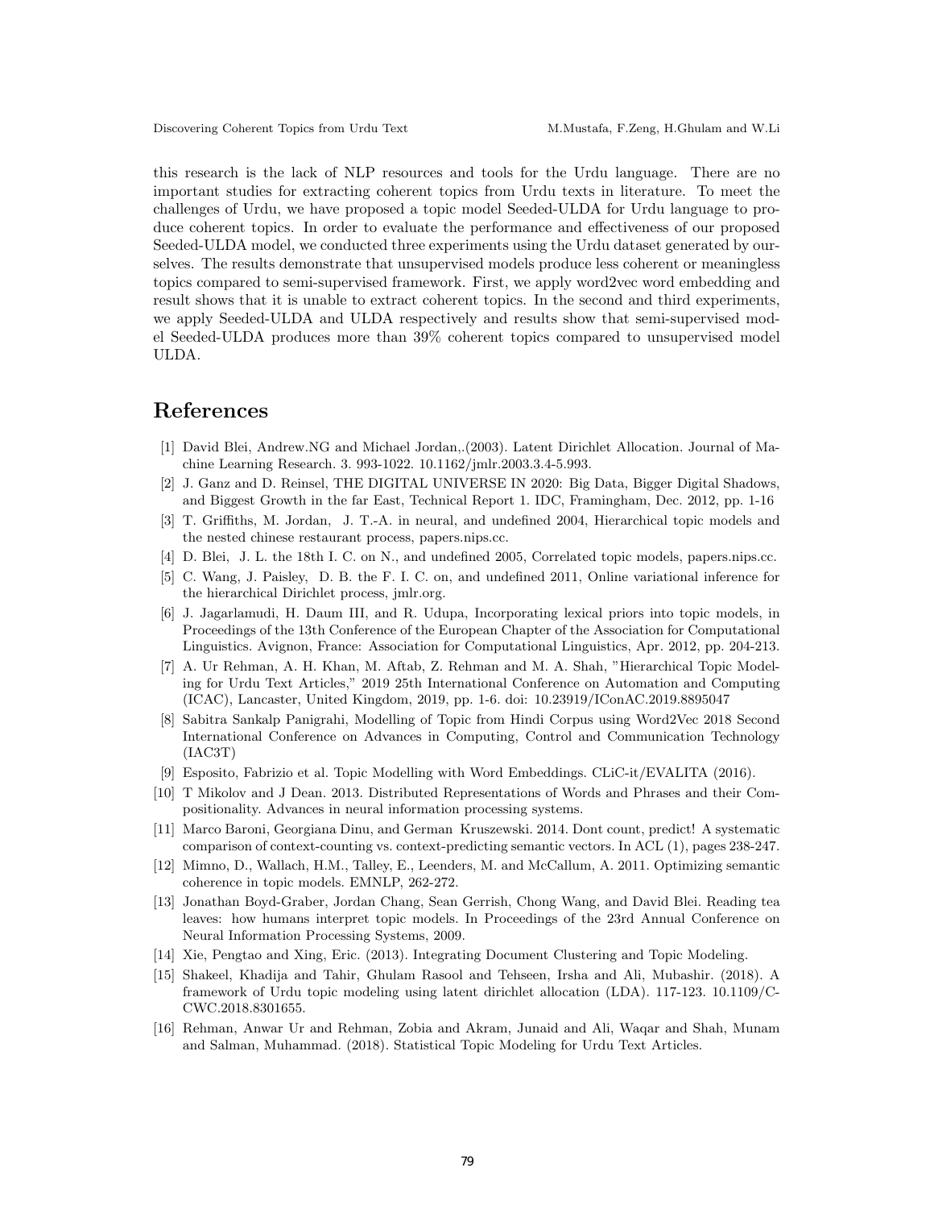this research is the lack of NLP resources and tools for the Urdu language. There are no important studies for extracting coherent topics from Urdu texts in literature. To meet the challenges of Urdu, we have proposed a topic model Seeded-ULDA for Urdu language to produce coherent topics. In order to evaluate the performance and effectiveness of our proposed Seeded-ULDA model, we conducted three experiments using the Urdu dataset generated by ourselves. The results demonstrate that unsupervised models produce less coherent or meaningless topics compared to semi-supervised framework. First, we apply word2vec word embedding and result shows that it is unable to extract coherent topics. In the second and third experiments, we apply Seeded-ULDA and ULDA respectively and results show that semi-supervised model Seeded-ULDA produces more than 39% coherent topics compared to unsupervised model ULDA.

# References

[1] David Blei, Andrew.NG and Michael Jordan,.(2003). Latent Dirichlet Allocation. Journal of Machine Learning Research. 3. 993-1022. 10.1162/jmlr.2003.3.4-5.993.

[2] J. Ganz and D. Reinsel, THE DIGITAL UNIVERSE IN 2020: Big Data, Bigger Digital Shadows, and Biggest Growth in the far East, Technical Report 1. IDC, Framingham, Dec. 2012, pp. 1-16

[3] T. Griffiths, M. Jordan, J. T.-A. in neural, and undefined 2004, Hierarchical topic models and the nested chinese restaurant process, papers.nips.cc.

[4] D. Blei, J. L. the 18th I. C. on N., and undefined 2005, Correlated topic models, papers.nips.cc.

[5] C. Wang, J. Paisley, D. B. the F. I. C. on, and undefined 2011, Online variational inference for the hierarchical Dirichlet process, jmlr.org.

[6] J. Jagarlamudi, H. Daum III, and R. Udupa, Incorporating lexical priors into topic models, in Proceedings of the 13th Conference of the European Chapter of the Association for Computational Linguistics. Avignon, France: Association for Computational Linguistics, Apr. 2012, pp. 204-213.

[7] A. Ur Rehman, A. H. Khan, M. Aftab, Z. Rehman and M. A. Shah, "Hierarchical Topic Modeling for Urdu Text Articles," 2019 25th International Conference on Automation and Computing (ICAC), Lancaster, United Kingdom, 2019, pp. 1-6. doi: 10.23919/IConAC.2019.8895047

[8] Sabitra Sankalp Panigrahi, Modelling of Topic from Hindi Corpus using Word2Vec 2018 Second International Conference on Advances in Computing, Control and Communication Technology (IAC3T)

[9] Esposito, Fabrizio et al. Topic Modelling with Word Embeddings. CLiC-it/EVALITA (2016).

[10] T Mikolov and J Dean. 2013. Distributed Representations of Words and Phrases and their Compositionality. Advances in neural information processing systems.

[11] Marco Baroni, Georgiana Dinu, and German Kruszewski. 2014. Dont count, predict! A systematic comparison of context-counting vs. context-predicting semantic vectors. In ACL (1), pages 238-247.

[12] Mimno, D., Wallach, H.M., Talley, E., Leenders, M. and McCallum, A. 2011. Optimizing semantic coherence in topic models. EMNLP, 262-272.

[13] Jonathan Boyd-Graber, Jordan Chang, Sean Gerrish, Chong Wang, and David Blei. Reading tea leaves: how humans interpret topic models. In Proceedings of the 23rd Annual Conference on Neural Information Processing Systems, 2009.

[14] Xie, Pengtao and Xing, Eric. (2013). Integrating Document Clustering and Topic Modeling.

[15] Shakeel, Khadija and Tahir, Ghulam Rasool and Tehseen, Irsha and Ali, Mubashir. (2018). A framework of Urdu topic modeling using latent dirichlet allocation (LDA). 117-123. 10.1109/C-CWC.2018.8301655.

[16] Rehman, Anwar Ur and Rehman, Zobia and Akram, Junaid and Ali, Waqar and Shah, Munam and Salman, Muhammad. (2018). Statistical Topic Modeling for Urdu Text Articles.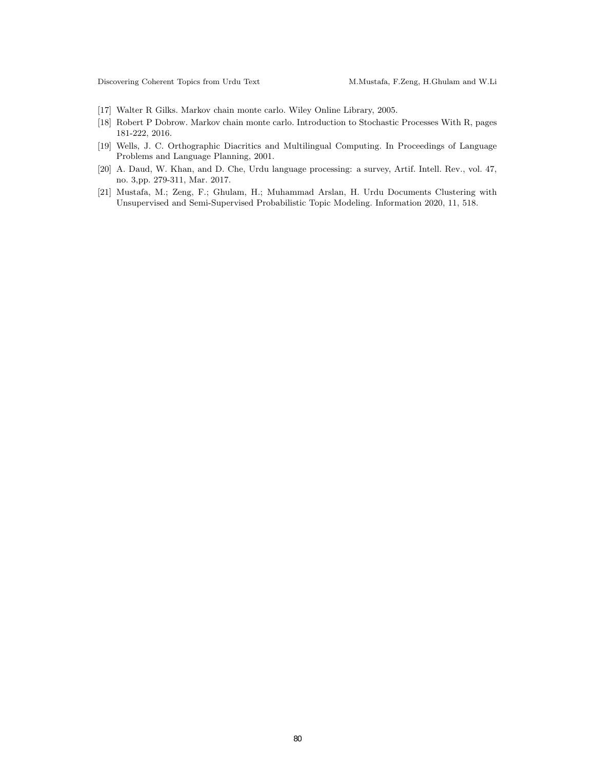[17] Walter R Gilks. Markov chain monte carlo. Wiley Online Library, 2005.

[18] Robert P Dobrow. Markov chain monte carlo. Introduction to Stochastic Processes With R, pages 181-222, 2016.

[19] Wells, J. C. Orthographic Diacritics and Multilingual Computing. In Proceedings of Language Problems and Language Planning, 2001.

[20] A. Daud, W. Khan, and D. Che, Urdu language processing: a survey, Artif. Intell. Rev., vol. 47, no. 3,pp. 279-311, Mar. 2017.

[21] Mustafa, M.; Zeng, F.; Ghulam, H.; Muhammad Arslan, H. Urdu Documents Clustering with Unsupervised and Semi-Supervised Probabilistic Topic Modeling. Information 2020, 11, 518.